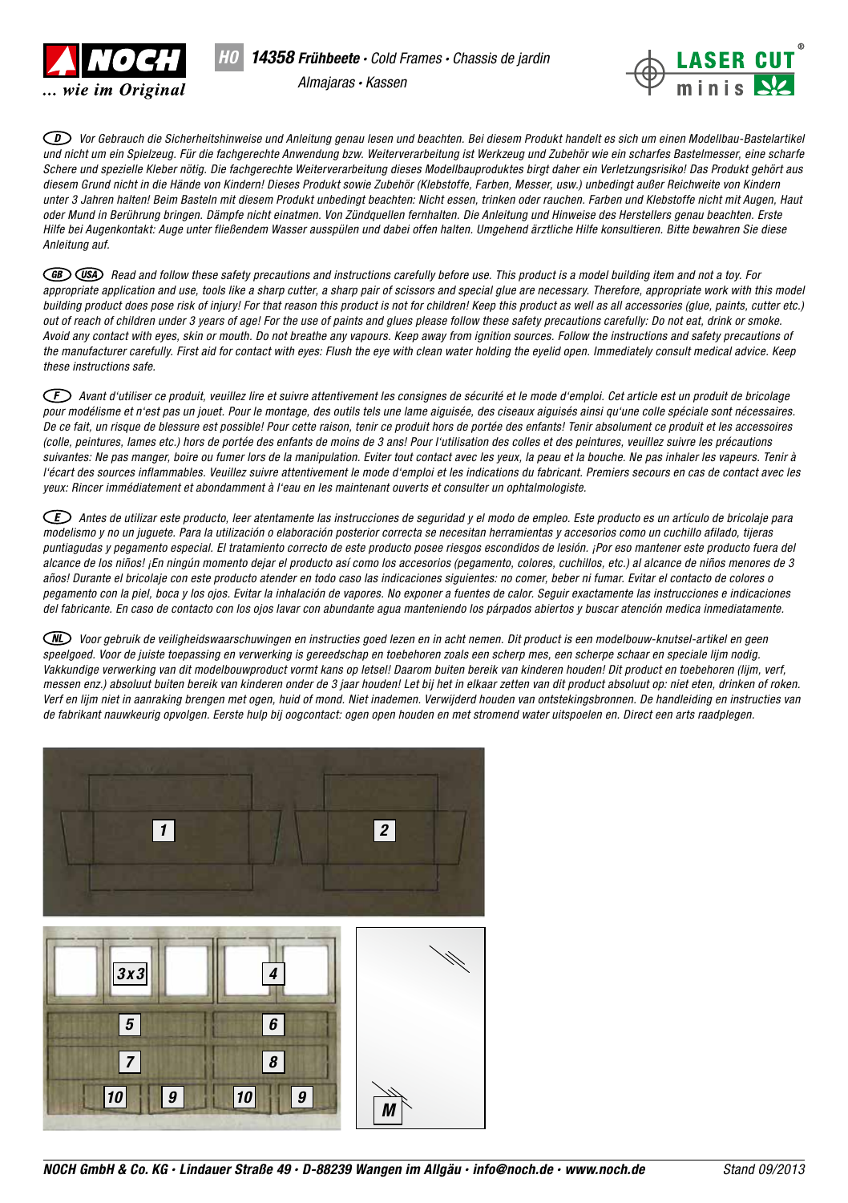**NOCH** *... wie im Original*

**HO 14358 Frühbeete** · *Cold Frames · Chassis de jardin · Almajaras · Kassen*

**LASER CUT minis**

(D) *Vor Gebrauch die Sicherheitshinweise und Anleitung genau lesen und beachten. Bei diesem Produkt handelt es sich um einen Modellbau-Bastelartikel und nicht um ein Spielzeug. Für die fachgerechte Anwendung bzw. Weiterverarbeitung ist Werkzeug und Zubehör wie ein scharfes Bastelmesser, eine scharfe Schere und spezielle Kleber nötig. Die fachgerechte Weiterverarbeitung dieses Modellbauproduktes birgt daher ein Verletzungsrisiko! Das Produkt gehört aus diesem Grund nicht in die Hände von Kindern! Dieses Produkt sowie Zubehör (Klebstoffe, Farben, Messer, usw.) unbedingt außer Reichweite von Kindern unter 3 Jahren halten! Beim Basteln mit diesem Produkt unbedingt beachten: Nicht essen, trinken oder rauchen. Farben und Klebstoffe nicht mit Augen, Haut oder Mund in Berührung bringen. Dämpfe nicht einatmen. Von Zündquellen fernhalten. Die Anleitung und Hinweise des Herstellers genau beachten. Erste Hilfe bei Augenkontakt: Auge unter fließendem Wasser ausspülen und dabei offen halten. Umgehend ärztliche Hilfe konsultieren. Bitte bewahren Sie diese Anleitung auf.*

(GB) (USA) *Read and follow these safety precautions and instructions carefully before use. This product is a model building item and not a toy. For appropriate application and use, tools like a sharp cutter, a sharp pair of scissors and special glue are necessary. Therefore, appropriate work with this model building product does pose risk of injury! For that reason this product is not for children! Keep this product as well as all accessories (glue, paints, cutter etc.) out of reach of children under 3 years of age! For the use of paints and glues please follow these safety precautions carefully: Do not eat, drink or smoke. Avoid any contact with eyes, skin or mouth. Do not breathe any vapours. Keep away from ignition sources. Follow the instructions and safety precautions of the manufacturer carefully. First aid for contact with eyes: Flush the eye with clean water holding the eyelid open. Immediately consult medical advice. Keep these instructions safe.*

(F) *Avant d'utiliser ce produit, veuillez lire et suivre attentivement les consignes de sécurité et le mode d'emploi. Cet article est un produit de bricolage pour modélisme et n'est pas un jouet. Pour le montage, des outils tels une lame aiguisée, des ciseaux aiguisés ainsi qu'une colle spéciale sont nécessaires. De ce fait, un risque de blessure est possible! Pour cette raison, tenir ce produit hors de portée des enfants! Tenir absolument ce produit et les accessoires (colle, peintures, lames etc.) hors de portée des enfants de moins de 3 ans! Pour l'utilisation des colles et des peintures, veuillez suivre les précautions suivantes: Ne pas manger, boire ou fumer lors de la manipulation. Eviter tout contact avec les yeux, la peau et la bouche. Ne pas inhaler les vapeurs. Tenir à l'écart des sources inflammables. Veuillez suivre attentivement le mode d'emploi et les indications du fabricant. Premiers secours en cas de contact avec les yeux: Rincer immédiatement et abondamment à l'eau en les maintenant ouverts et consulter un ophtalmologiste.*

(E) *Antes de utilizar este producto, leer atentamente las instrucciones de seguridad y el modo de empleo. Este producto es un artículo de bricolaje para modelismo y no un juguete. Para la utilización o elaboración posterior correcta se necesitan herramientas y accesorios como un cuchillo afilado, tijeras puntiagudas y pegamento especial. El tratamiento correcto de este producto posee riesgos escondidos de lesión. ¡Por eso mantener este producto fuera del alcance de los niños! ¡En ningún momento dejar el producto así como los accesorios (pegamento, colores, cuchillos, etc.) al alcance de niños menores de 3 años! Durante el bricolaje con este producto atender en todo caso las indicaciones siguientes: no comer, beber ni fumar. Evitar el contacto de colores o pegamento con la piel, boca y los ojos. Evitar la inhalación de vapores. No exponer a fuentes de calor. Seguir exactamente las instrucciones e indicaciones del fabricante. En caso de contacto con los ojos lavar con abundante agua manteniendo los párpados abiertos y buscar atención medica inmediatamente.*

(NL) *Voor gebruik de veiligheidswaarschuwingen en instructies goed lezen en in acht nemen. Dit product is een modelbouw-knutsel-artikel en geen speelgoed. Voor de juiste toepassing en verwerking is gereedschap en toebehoren zoals een scherp mes, een scherpe schaar en speciale lijm nodig. Vakkundige verwerking van dit modelbouwproduct vormt kans op letsel! Daarom buiten bereik van kinderen houden! Dit product en toebehoren (lijm, verf, messen enz.) absoluut buiten bereik van kinderen onder de 3 jaar houden! Let bij het in elkaar zetten van dit product absoluut op: niet eten, drinken of roken. Verf en lijm niet in aanraking brengen met ogen, huid of mond. Niet inademen. Verwijderd houden van ontstekingsbronnen. De handleiding en instructies van de fabrikant nauwkeurig opvolgen. Eerste hulp bij oogcontact: ogen open houden en met stromend water uitspoelen en. Direct een arts raadplegen.*

1 · 2

3x3 · 4 · 5 · 6 · 7 · 8 · 10 · 9 · 10 · 9 · M

**NOCH GmbH & Co. KG · Lindauer Straße 49 · D-88239 Wangen im Allgäu · info@noch.de · www.noch.de** — *Stand 09/2013*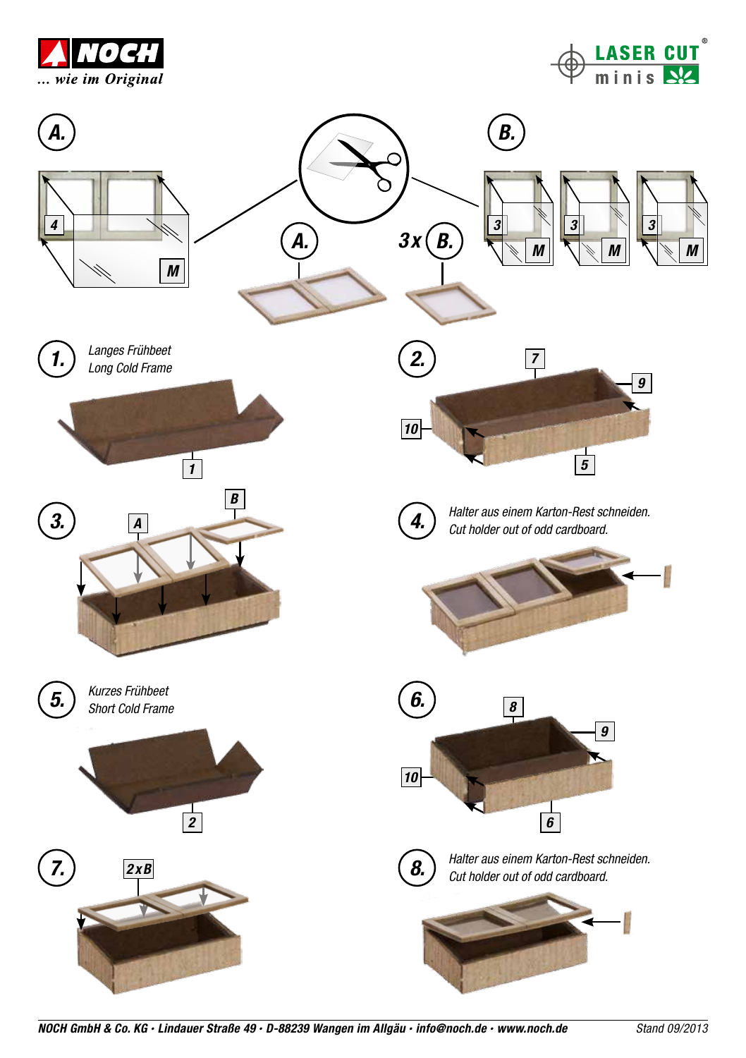NOCH ... wie im Original

LASER CUT minis

A.

B.

A.

3x B.

1. Langes Frühbeet
Long Cold Frame

2.

3.

4. Halter aus einem Karton-Rest schneiden.
Cut holder out of odd cardboard.

5. Kurzes Frühbeet
Short Cold Frame

6.

7.

8. Halter aus einem Karton-Rest schneiden.
Cut holder out of odd cardboard.

NOCH GmbH & Co. KG · Lindauer Straße 49 · D-88239 Wangen im Allgäu · info@noch.de · www.noch.de

Stand 09/2013